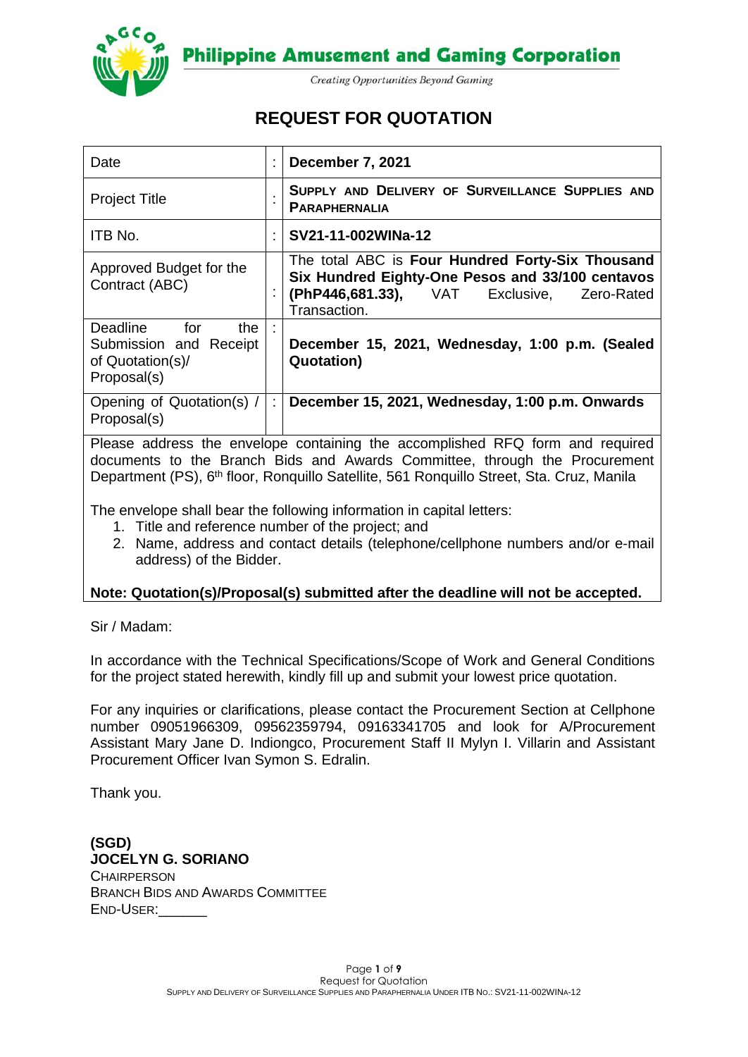Philippine Amusement and Gaming Corporation

*Creating Opportunities Beyond Gaming*

# REQUEST FOR QUOTATION

| Date | : | **December 7, 2021** |
|---|---|---|
| Project Title | : | **SUPPLY AND DELIVERY OF SURVEILLANCE SUPPLIES AND PARAPHERNALIA** |
| ITB No. | : | **SV21-11-002WINa-12** |
| Approved Budget for the Contract (ABC) | : | The total ABC is **Four Hundred Forty-Six Thousand Six Hundred Eighty-One Pesos and 33/100 centavos (PhP446,681.33),** VAT Exclusive, Zero-Rated Transaction. |
| Deadline for the Submission and Receipt of Quotation(s)/ Proposal(s) | : | **December 15, 2021, Wednesday, 1:00 p.m. (Sealed Quotation)** |
| Opening of Quotation(s) / Proposal(s) | : | **December 15, 2021, Wednesday, 1:00 p.m. Onwards** |

Please address the envelope containing the accomplished RFQ form and required documents to the Branch Bids and Awards Committee, through the Procurement Department (PS), 6th floor, Ronquillo Satellite, 561 Ronquillo Street, Sta. Cruz, Manila

The envelope shall bear the following information in capital letters:

1. Title and reference number of the project; and
2. Name, address and contact details (telephone/cellphone numbers and/or e-mail address) of the Bidder.

**Note: Quotation(s)/Proposal(s) submitted after the deadline will not be accepted.**

Sir / Madam:

In accordance with the Technical Specifications/Scope of Work and General Conditions for the project stated herewith, kindly fill up and submit your lowest price quotation.

For any inquiries or clarifications, please contact the Procurement Section at Cellphone number 09051966309, 09562359794, 09163341705 and look for A/Procurement Assistant Mary Jane D. Indiongco, Procurement Staff II Mylyn I. Villarin and Assistant Procurement Officer Ivan Symon S. Edralin.

Thank you.

**(SGD)**
**JOCELYN G. SORIANO**
CHAIRPERSON
BRANCH BIDS AND AWARDS COMMITTEE
END-USER:______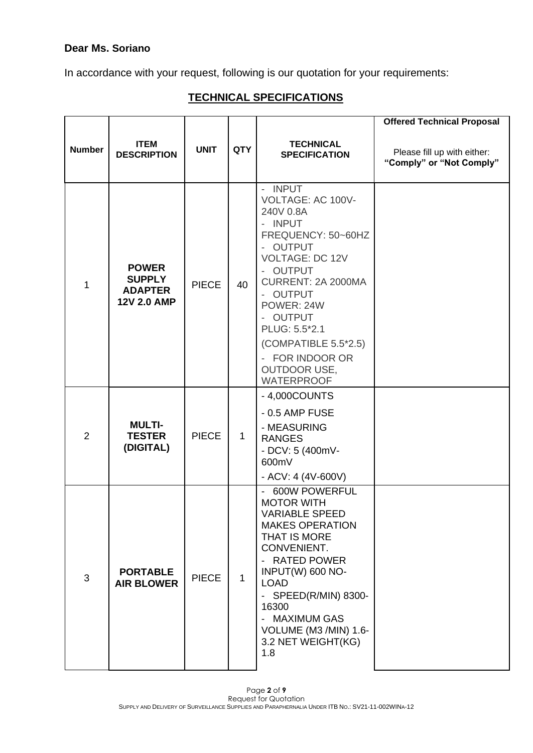**Dear Ms. Soriano**

In accordance with your request, following is our quotation for your requirements:

## TECHNICAL SPECIFICATIONS

| Number | ITEM DESCRIPTION | UNIT | QTY | TECHNICAL SPECIFICATION | Offered Technical Proposal<br><br>Please fill up with either: **"Comply" or "Not Comply"** |
|---|---|---|---|---|---|
| 1 | **POWER SUPPLY ADAPTER 12V 2.0 AMP** | PIECE | 40 | - INPUT VOLTAGE: AC 100V-240V 0.8A<br>- INPUT FREQUENCY: 50~60HZ<br>- OUTPUT VOLTAGE: DC 12V<br>- OUTPUT CURRENT: 2A 2000MA<br>- OUTPUT POWER: 24W<br>- OUTPUT PLUG: 5.5*2.1 (COMPATIBLE 5.5*2.5)<br>- FOR INDOOR OR OUTDOOR USE, WATERPROOF | |
| 2 | **MULTI-TESTER (DIGITAL)** | PIECE | 1 | - 4,000COUNTS<br>- 0.5 AMP FUSE<br>- MEASURING RANGES<br>- DCV: 5 (400mV-600mV<br>- ACV: 4 (4V-600V) | |
| 3 | **PORTABLE AIR BLOWER** | PIECE | 1 | - 600W POWERFUL MOTOR WITH VARIABLE SPEED MAKES OPERATION THAT IS MORE CONVENIENT.<br>- RATED POWER INPUT(W) 600 NO-LOAD<br>- SPEED(R/MIN) 8300-16300<br>- MAXIMUM GAS VOLUME (M3 /MIN) 1.6-3.2 NET WEIGHT(KG) 1.8 | |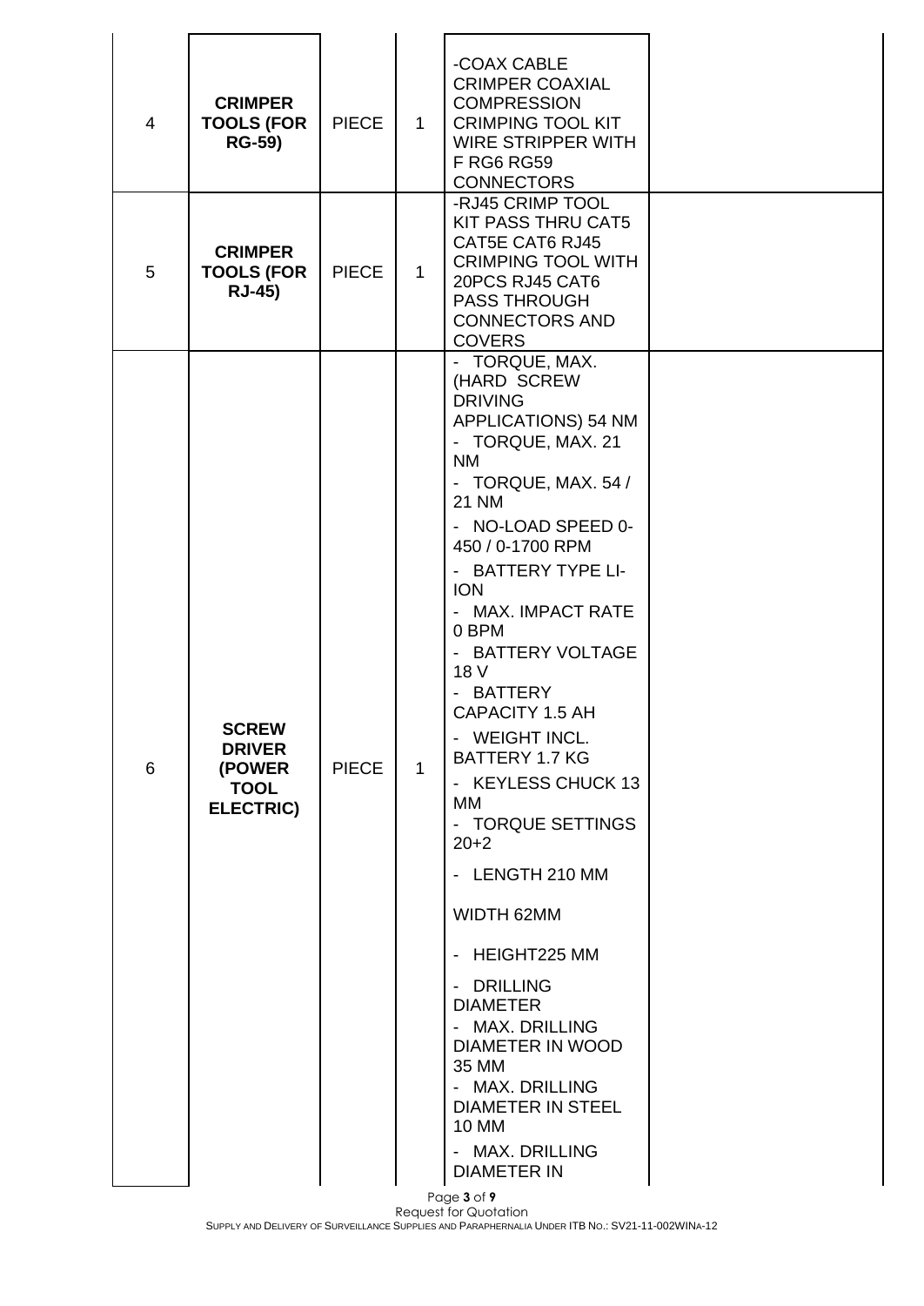| 4 | **CRIMPER TOOLS (FOR RG-59)** | PIECE | 1 | -COAX CABLE CRIMPER COAXIAL COMPRESSION CRIMPING TOOL KIT WIRE STRIPPER WITH F RG6 RG59 CONNECTORS | |
|---|---|---|---|---|---|
| 5 | **CRIMPER TOOLS (FOR RJ-45)** | PIECE | 1 | -RJ45 CRIMP TOOL KIT PASS THRU CAT5 CAT5E CAT6 RJ45 CRIMPING TOOL WITH 20PCS RJ45 CAT6 PASS THROUGH CONNECTORS AND COVERS | |
| 6 | **SCREW DRIVER (POWER TOOL ELECTRIC)** | PIECE | 1 | - TORQUE, MAX. (HARD SCREW DRIVING APPLICATIONS) 54 NM<br>- TORQUE, MAX. 21 NM<br>- TORQUE, MAX. 54 / 21 NM<br>- NO-LOAD SPEED 0-450 / 0-1700 RPM<br>- BATTERY TYPE LI-ION<br>- MAX. IMPACT RATE 0 BPM<br>- BATTERY VOLTAGE 18 V<br>- BATTERY CAPACITY 1.5 AH<br>- WEIGHT INCL. BATTERY 1.7 KG<br>- KEYLESS CHUCK 13 MM<br>- TORQUE SETTINGS 20+2<br>- LENGTH 210 MM<br>WIDTH 62MM<br>- HEIGHT225 MM<br>- DRILLING DIAMETER<br>- MAX. DRILLING DIAMETER IN WOOD 35 MM<br>- MAX. DRILLING DIAMETER IN STEEL 10 MM<br>- MAX. DRILLING DIAMETER IN | |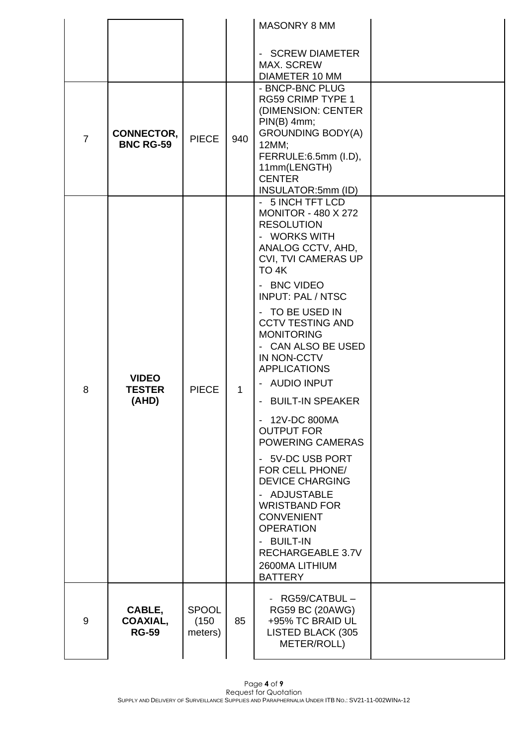| | | | | | |
|---|---|---|---|---|---|
| | | | | MASONRY 8 MM<br><br>- SCREW DIAMETER MAX. SCREW DIAMETER 10 MM | |
| 7 | **CONNECTOR, BNC RG-59** | PIECE | 940 | - BNCP-BNC PLUG RG59 CRIMP TYPE 1 (DIMENSION: CENTER PIN(B) 4mm; GROUNDING BODY(A) 12MM; FERRULE:6.5mm (I.D), 11mm(LENGTH) CENTER INSULATOR:5mm (ID) | |
| 8 | **VIDEO TESTER (AHD)** | PIECE | 1 | - 5 INCH TFT LCD MONITOR - 480 X 272 RESOLUTION<br>- WORKS WITH ANALOG CCTV, AHD, CVI, TVI CAMERAS UP TO 4K<br>- BNC VIDEO INPUT: PAL / NTSC<br>- TO BE USED IN CCTV TESTING AND MONITORING<br>- CAN ALSO BE USED IN NON-CCTV APPLICATIONS<br>- AUDIO INPUT<br>- BUILT-IN SPEAKER<br>- 12V-DC 800MA OUTPUT FOR POWERING CAMERAS<br>- 5V-DC USB PORT FOR CELL PHONE/ DEVICE CHARGING<br>- ADJUSTABLE WRISTBAND FOR CONVENIENT OPERATION<br>- BUILT-IN RECHARGEABLE 3.7V 2600MA LITHIUM BATTERY | |
| 9 | **CABLE, COAXIAL, RG-59** | SPOOL (150 meters) | 85 | - RG59/CATBUL – RG59 BC (20AWG) +95% TC BRAID UL LISTED BLACK (305 METER/ROLL) | |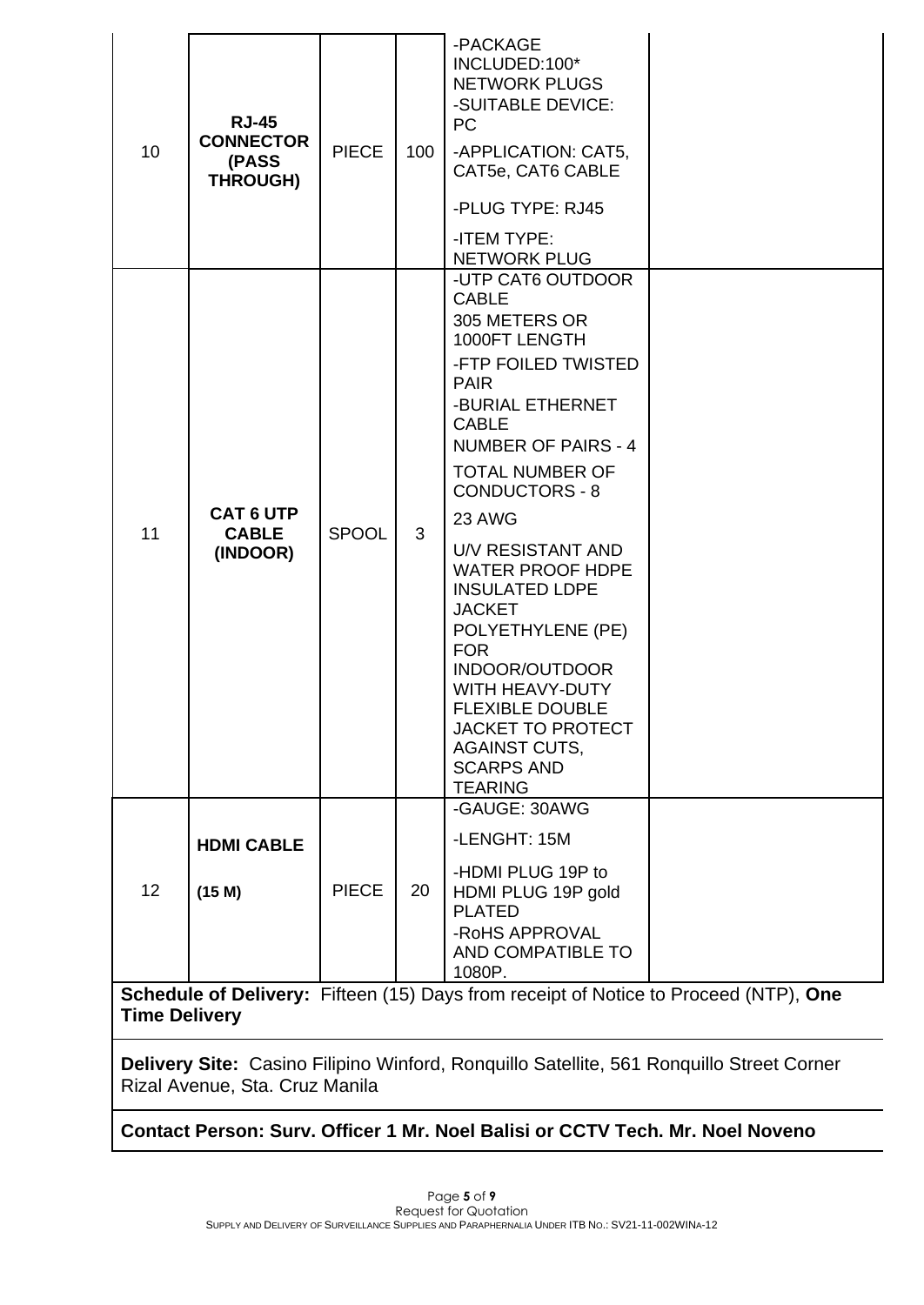| 10 | **RJ-45 CONNECTOR (PASS THROUGH)** | PIECE | 100 | -PACKAGE INCLUDED:100* NETWORK PLUGS<br>-SUITABLE DEVICE: PC<br>-APPLICATION: CAT5, CAT5e, CAT6 CABLE<br>-PLUG TYPE: RJ45<br>-ITEM TYPE: NETWORK PLUG | |
|---|---|---|---|---|---|
| 11 | **CAT 6 UTP CABLE (INDOOR)** | SPOOL | 3 | -UTP CAT6 OUTDOOR CABLE<br>305 METERS OR 1000FT LENGTH<br>-FTP FOILED TWISTED PAIR<br>-BURIAL ETHERNET CABLE<br>NUMBER OF PAIRS - 4<br>TOTAL NUMBER OF CONDUCTORS - 8<br>23 AWG<br>U/V RESISTANT AND WATER PROOF HDPE INSULATED LDPE JACKET POLYETHYLENE (PE) FOR INDOOR/OUTDOOR WITH HEAVY-DUTY FLEXIBLE DOUBLE JACKET TO PROTECT AGAINST CUTS, SCARPS AND TEARING | |
| 12 | **HDMI CABLE**<br>**(15 M)** | PIECE | 20 | -GAUGE: 30AWG<br>-LENGHT: 15M<br>-HDMI PLUG 19P to HDMI PLUG 19P gold PLATED<br>-RoHS APPROVAL AND COMPATIBLE TO 1080P. | |

**Schedule of Delivery:** Fifteen (15) Days from receipt of Notice to Proceed (NTP), **One Time Delivery**

**Delivery Site:** Casino Filipino Winford, Ronquillo Satellite, 561 Ronquillo Street Corner Rizal Avenue, Sta. Cruz Manila

**Contact Person: Surv. Officer 1 Mr. Noel Balisi or CCTV Tech. Mr. Noel Noveno**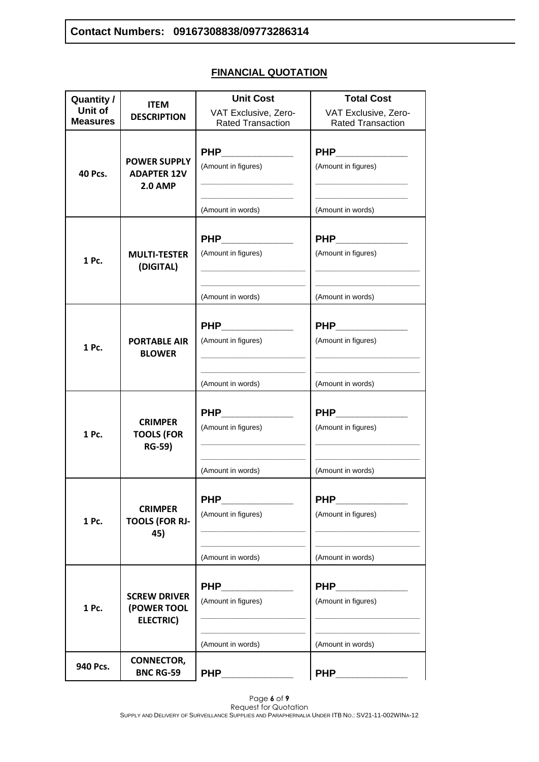**Contact Numbers: 09167308838/09773286314**

## FINANCIAL QUOTATION

| Quantity / Unit of Measures | ITEM DESCRIPTION | Unit Cost<br>VAT Exclusive, Zero-Rated Transaction | Total Cost<br>VAT Exclusive, Zero-Rated Transaction |
|---|---|---|---|
| 40 Pcs. | **POWER SUPPLY ADAPTER 12V 2.0 AMP** | PHP______________<br>(Amount in figures)<br>______________________<br>______________________<br>(Amount in words) | PHP______________<br>(Amount in figures)<br>______________________<br>______________________<br>(Amount in words) |
| 1 Pc. | **MULTI-TESTER (DIGITAL)** | PHP______________<br>(Amount in figures)<br>______________________<br>______________________<br>(Amount in words) | PHP______________<br>(Amount in figures)<br>______________________<br>______________________<br>(Amount in words) |
| 1 Pc. | **PORTABLE AIR BLOWER** | PHP______________<br>(Amount in figures)<br>______________________<br>______________________<br>(Amount in words) | PHP______________<br>(Amount in figures)<br>______________________<br>______________________<br>(Amount in words) |
| 1 Pc. | **CRIMPER TOOLS (FOR RG-59)** | PHP______________<br>(Amount in figures)<br>______________________<br>______________________<br>(Amount in words) | PHP______________<br>(Amount in figures)<br>______________________<br>______________________<br>(Amount in words) |
| 1 Pc. | **CRIMPER TOOLS (FOR RJ-45)** | PHP______________<br>(Amount in figures)<br>______________________<br>______________________<br>(Amount in words) | PHP______________<br>(Amount in figures)<br>______________________<br>______________________<br>(Amount in words) |
| 1 Pc. | **SCREW DRIVER (POWER TOOL ELECTRIC)** | PHP______________<br>(Amount in figures)<br>______________________<br>______________________<br>(Amount in words) | PHP______________<br>(Amount in figures)<br>______________________<br>______________________<br>(Amount in words) |
| 940 Pcs. | **CONNECTOR, BNC RG-59** | PHP______________ | PHP______________ |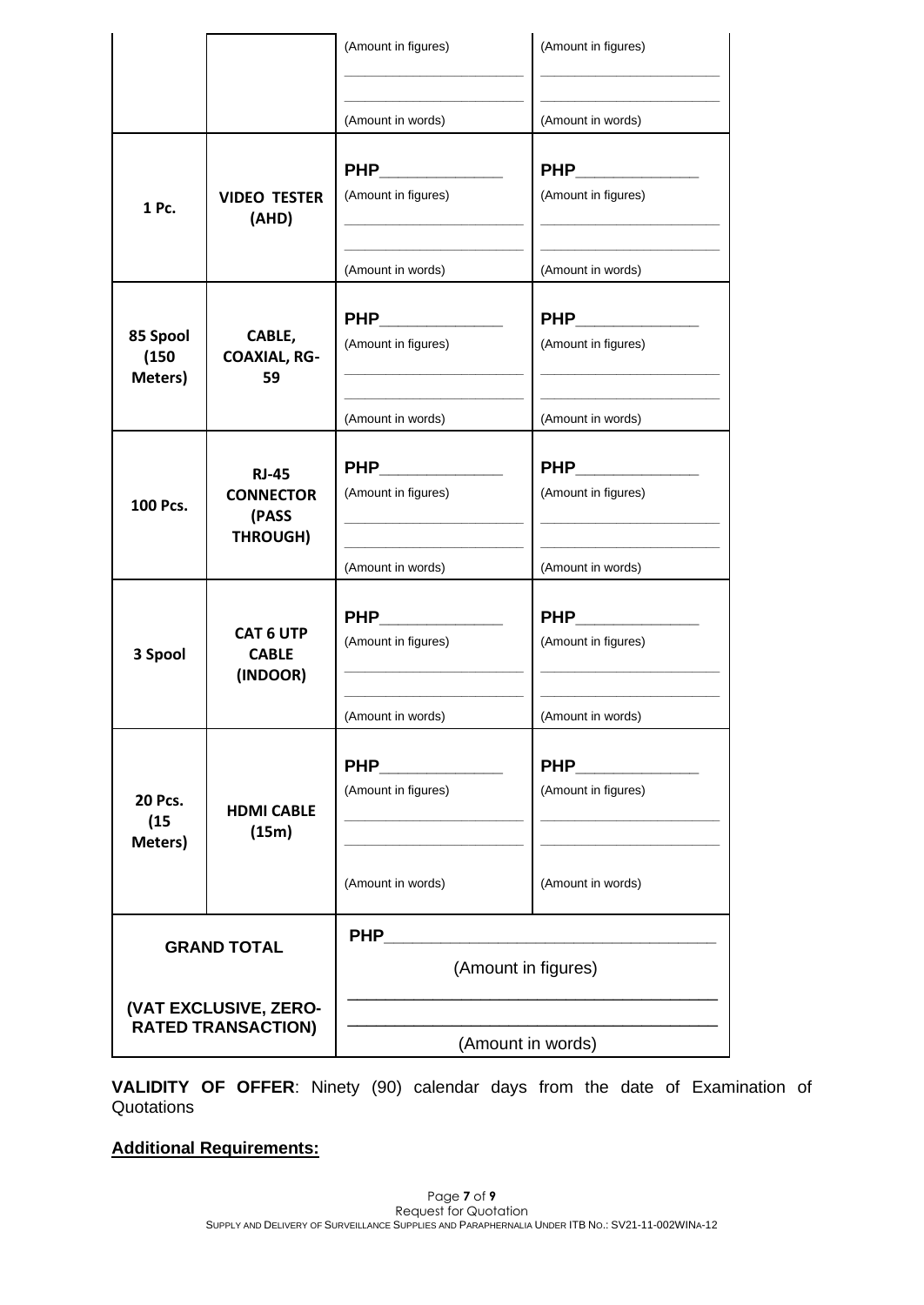| | | (Amount in figures)<br>\_\_\_\_\_\_\_\_\_\_\_\_\_\_\_\_\_\_<br>\_\_\_\_\_\_\_\_\_\_\_\_\_\_\_\_\_\_<br>(Amount in words) | (Amount in figures)<br>\_\_\_\_\_\_\_\_\_\_\_\_\_\_\_\_\_\_<br>\_\_\_\_\_\_\_\_\_\_\_\_\_\_\_\_\_\_<br>(Amount in words) |
|---|---|---|---|
| **1 Pc.** | **VIDEO TESTER (AHD)** | **PHP**\_\_\_\_\_\_\_\_\_\_\_\_<br>(Amount in figures)<br>\_\_\_\_\_\_\_\_\_\_\_\_\_\_\_\_\_\_<br>\_\_\_\_\_\_\_\_\_\_\_\_\_\_\_\_\_\_<br>(Amount in words) | **PHP**\_\_\_\_\_\_\_\_\_\_\_\_<br>(Amount in figures)<br>\_\_\_\_\_\_\_\_\_\_\_\_\_\_\_\_\_\_<br>\_\_\_\_\_\_\_\_\_\_\_\_\_\_\_\_\_\_<br>(Amount in words) |
| **85 Spool (150 Meters)** | **CABLE, COAXIAL, RG-59** | **PHP**\_\_\_\_\_\_\_\_\_\_\_\_<br>(Amount in figures)<br>\_\_\_\_\_\_\_\_\_\_\_\_\_\_\_\_\_\_<br>\_\_\_\_\_\_\_\_\_\_\_\_\_\_\_\_\_\_<br>(Amount in words) | **PHP**\_\_\_\_\_\_\_\_\_\_\_\_<br>(Amount in figures)<br>\_\_\_\_\_\_\_\_\_\_\_\_\_\_\_\_\_\_<br>\_\_\_\_\_\_\_\_\_\_\_\_\_\_\_\_\_\_<br>(Amount in words) |
| **100 Pcs.** | **RJ-45 CONNECTOR (PASS THROUGH)** | **PHP**\_\_\_\_\_\_\_\_\_\_\_\_<br>(Amount in figures)<br>\_\_\_\_\_\_\_\_\_\_\_\_\_\_\_\_\_\_<br>\_\_\_\_\_\_\_\_\_\_\_\_\_\_\_\_\_\_<br>(Amount in words) | **PHP**\_\_\_\_\_\_\_\_\_\_\_\_<br>(Amount in figures)<br>\_\_\_\_\_\_\_\_\_\_\_\_\_\_\_\_\_\_<br>\_\_\_\_\_\_\_\_\_\_\_\_\_\_\_\_\_\_<br>(Amount in words) |
| **3 Spool** | **CAT 6 UTP CABLE (INDOOR)** | **PHP**\_\_\_\_\_\_\_\_\_\_\_\_<br>(Amount in figures)<br>\_\_\_\_\_\_\_\_\_\_\_\_\_\_\_\_\_\_<br>\_\_\_\_\_\_\_\_\_\_\_\_\_\_\_\_\_\_<br>(Amount in words) | **PHP**\_\_\_\_\_\_\_\_\_\_\_\_<br>(Amount in figures)<br>\_\_\_\_\_\_\_\_\_\_\_\_\_\_\_\_\_\_<br>\_\_\_\_\_\_\_\_\_\_\_\_\_\_\_\_\_\_<br>(Amount in words) |
| **20 Pcs. (15 Meters)** | **HDMI CABLE (15m)** | **PHP**\_\_\_\_\_\_\_\_\_\_\_\_<br>(Amount in figures)<br>\_\_\_\_\_\_\_\_\_\_\_\_\_\_\_\_\_\_<br>\_\_\_\_\_\_\_\_\_\_\_\_\_\_\_\_\_\_<br>(Amount in words) | **PHP**\_\_\_\_\_\_\_\_\_\_\_\_<br>(Amount in figures)<br>\_\_\_\_\_\_\_\_\_\_\_\_\_\_\_\_\_\_<br>\_\_\_\_\_\_\_\_\_\_\_\_\_\_\_\_\_\_<br>(Amount in words) |
| **GRAND TOTAL**<br><br>**(VAT EXCLUSIVE, ZERO-RATED TRANSACTION)** | | **PHP**\_\_\_\_\_\_\_\_\_\_\_\_\_\_\_\_\_\_\_\_\_\_\_\_\_\_\_\_<br>(Amount in figures)<br>\_\_\_\_\_\_\_\_\_\_\_\_\_\_\_\_\_\_\_\_\_\_\_\_\_\_\_\_\_\_\_\_<br>\_\_\_\_\_\_\_\_\_\_\_\_\_\_\_\_\_\_\_\_\_\_\_\_\_\_\_\_\_\_\_\_<br>(Amount in words) | |

**VALIDITY OF OFFER**: Ninety (90) calendar days from the date of Examination of Quotations

**Additional Requirements:**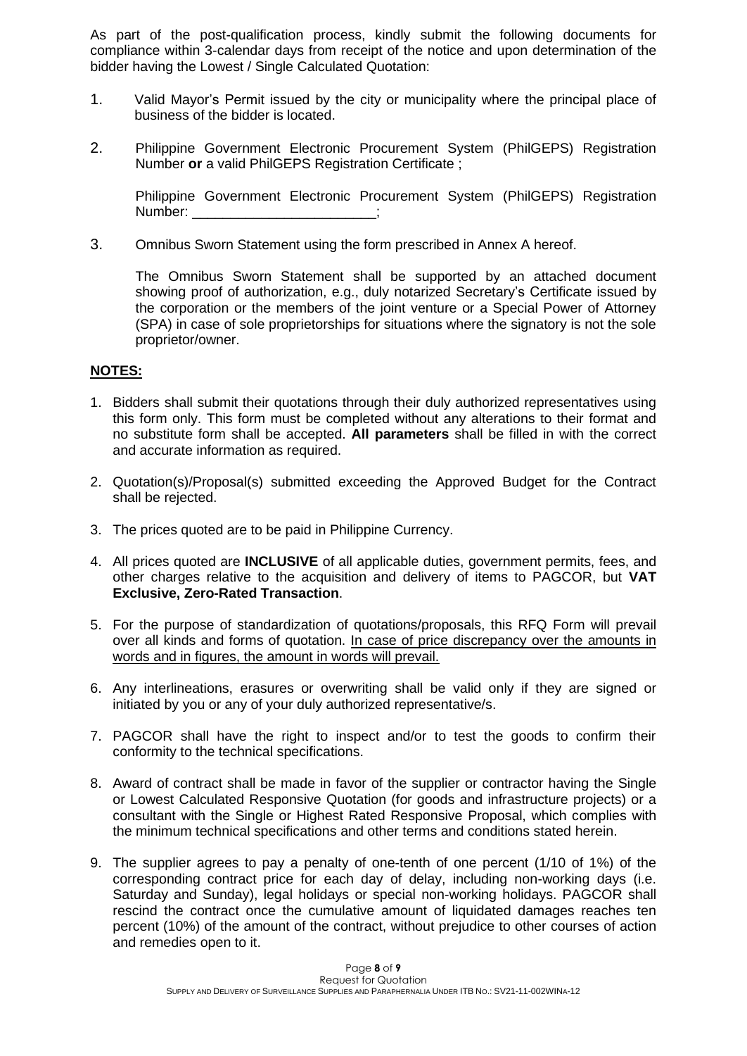As part of the post-qualification process, kindly submit the following documents for compliance within 3-calendar days from receipt of the notice and upon determination of the bidder having the Lowest / Single Calculated Quotation:

1. Valid Mayor's Permit issued by the city or municipality where the principal place of business of the bidder is located.

2. Philippine Government Electronic Procurement System (PhilGEPS) Registration Number **or** a valid PhilGEPS Registration Certificate ;

   Philippine Government Electronic Procurement System (PhilGEPS) Registration Number: ________________________;

3. Omnibus Sworn Statement using the form prescribed in Annex A hereof.

   The Omnibus Sworn Statement shall be supported by an attached document showing proof of authorization, e.g., duly notarized Secretary's Certificate issued by the corporation or the members of the joint venture or a Special Power of Attorney (SPA) in case of sole proprietorships for situations where the signatory is not the sole proprietor/owner.

**NOTES:**

1. Bidders shall submit their quotations through their duly authorized representatives using this form only. This form must be completed without any alterations to their format and no substitute form shall be accepted. **All parameters** shall be filled in with the correct and accurate information as required.

2. Quotation(s)/Proposal(s) submitted exceeding the Approved Budget for the Contract shall be rejected.

3. The prices quoted are to be paid in Philippine Currency.

4. All prices quoted are **INCLUSIVE** of all applicable duties, government permits, fees, and other charges relative to the acquisition and delivery of items to PAGCOR, but **VAT Exclusive, Zero-Rated Transaction**.

5. For the purpose of standardization of quotations/proposals, this RFQ Form will prevail over all kinds and forms of quotation. <u>In case of price discrepancy over the amounts in words and in figures, the amount in words will prevail.</u>

6. Any interlineations, erasures or overwriting shall be valid only if they are signed or initiated by you or any of your duly authorized representative/s.

7. PAGCOR shall have the right to inspect and/or to test the goods to confirm their conformity to the technical specifications.

8. Award of contract shall be made in favor of the supplier or contractor having the Single or Lowest Calculated Responsive Quotation (for goods and infrastructure projects) or a consultant with the Single or Highest Rated Responsive Proposal, which complies with the minimum technical specifications and other terms and conditions stated herein.

9. The supplier agrees to pay a penalty of one-tenth of one percent (1/10 of 1%) of the corresponding contract price for each day of delay, including non-working days (i.e. Saturday and Sunday), legal holidays or special non-working holidays. PAGCOR shall rescind the contract once the cumulative amount of liquidated damages reaches ten percent (10%) of the amount of the contract, without prejudice to other courses of action and remedies open to it.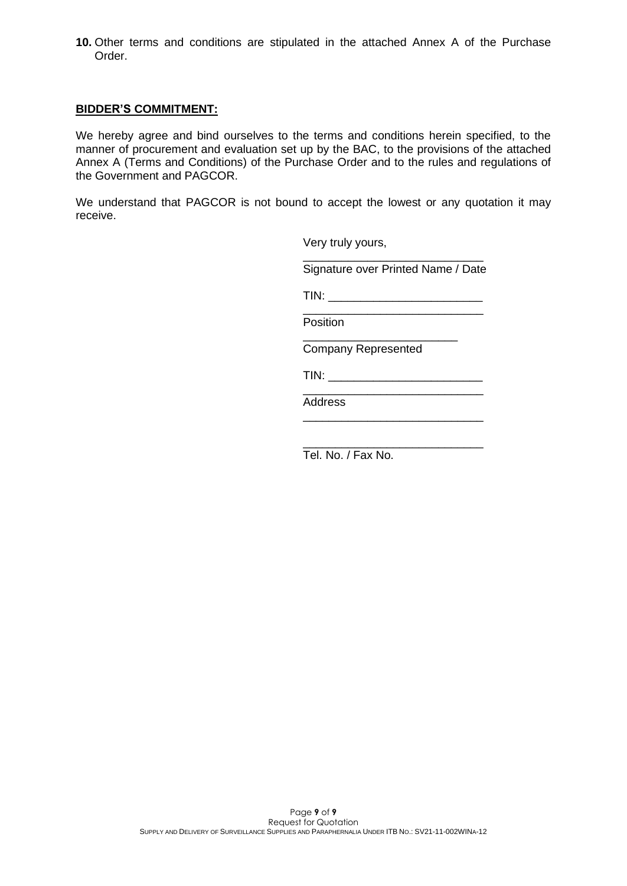10. Other terms and conditions are stipulated in the attached Annex A of the Purchase Order.

**BIDDER'S COMMITMENT:**

We hereby agree and bind ourselves to the terms and conditions herein specified, to the manner of procurement and evaluation set up by the BAC, to the provisions of the attached Annex A (Terms and Conditions) of the Purchase Order and to the rules and regulations of the Government and PAGCOR.

We understand that PAGCOR is not bound to accept the lowest or any quotation it may receive.

Very truly yours,

____________________________
Signature over Printed Name / Date

TIN: ________________________

____________________________
Position

________________________
Company Represented

TIN: ________________________

____________________________
Address

____________________________

____________________________
Tel. No. / Fax No.